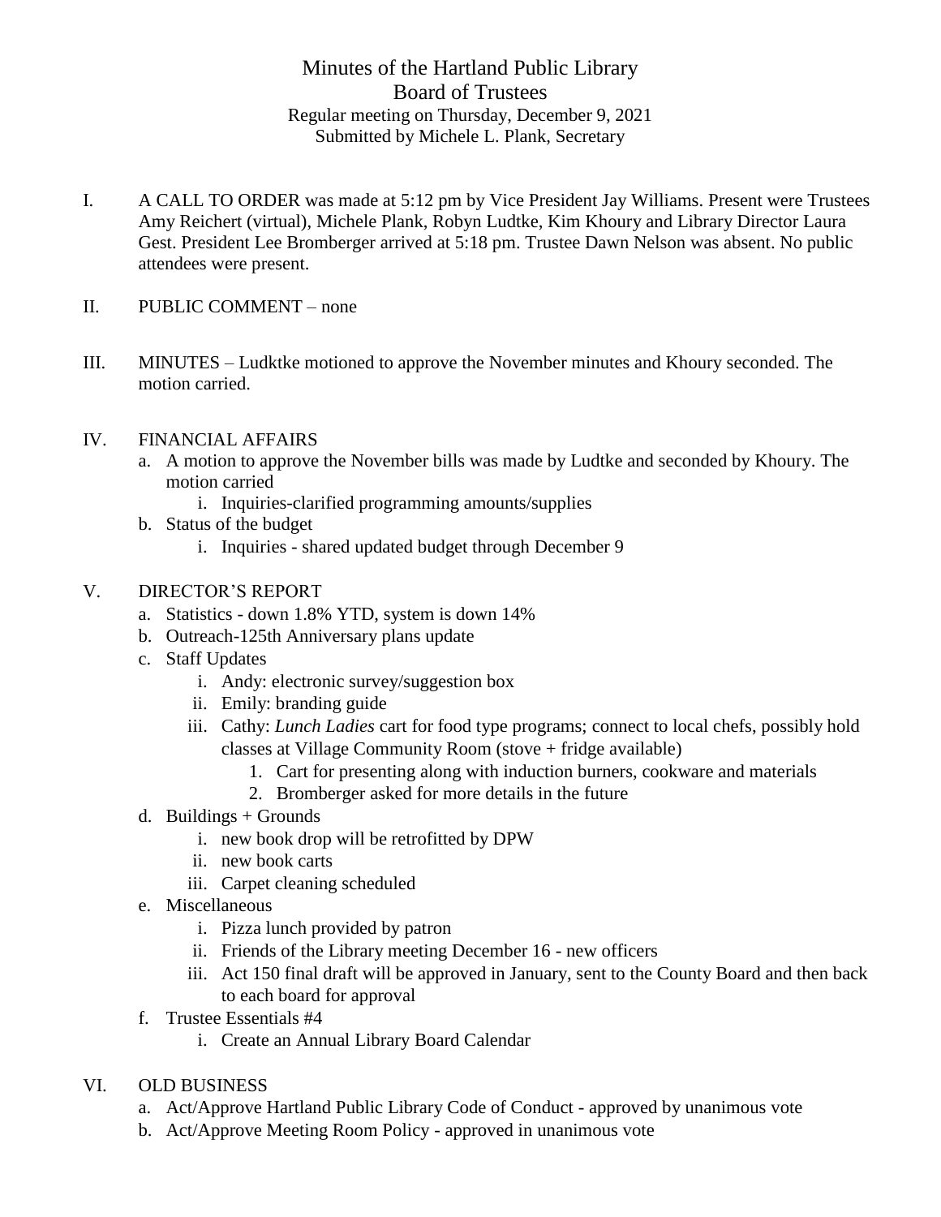# Minutes of the Hartland Public Library Board of Trustees

Regular meeting on Thursday, December 9, 2021
Submitted by Michele L. Plank, Secretary

I. A CALL TO ORDER was made at 5:12 pm by Vice President Jay Williams. Present were Trustees Amy Reichert (virtual), Michele Plank, Robyn Ludtke, Kim Khoury and Library Director Laura Gest. President Lee Bromberger arrived at 5:18 pm. Trustee Dawn Nelson was absent. No public attendees were present.

II. PUBLIC COMMENT – none

III. MINUTES – Ludktke motioned to approve the November minutes and Khoury seconded. The motion carried.

IV. FINANCIAL AFFAIRS
   a. A motion to approve the November bills was made by Ludtke and seconded by Khoury. The motion carried
      i. Inquiries-clarified programming amounts/supplies
   b. Status of the budget
      i. Inquiries - shared updated budget through December 9

V. DIRECTOR'S REPORT
   a. Statistics - down 1.8% YTD, system is down 14%
   b. Outreach-125th Anniversary plans update
   c. Staff Updates
      i. Andy: electronic survey/suggestion box
      ii. Emily: branding guide
      iii. Cathy: *Lunch Ladies* cart for food type programs; connect to local chefs, possibly hold classes at Village Community Room (stove + fridge available)
         1. Cart for presenting along with induction burners, cookware and materials
         2. Bromberger asked for more details in the future
   d. Buildings + Grounds
      i. new book drop will be retrofitted by DPW
      ii. new book carts
      iii. Carpet cleaning scheduled
   e. Miscellaneous
      i. Pizza lunch provided by patron
      ii. Friends of the Library meeting December 16 - new officers
      iii. Act 150 final draft will be approved in January, sent to the County Board and then back to each board for approval
   f. Trustee Essentials #4
      i. Create an Annual Library Board Calendar

VI. OLD BUSINESS
   a. Act/Approve Hartland Public Library Code of Conduct - approved by unanimous vote
   b. Act/Approve Meeting Room Policy - approved in unanimous vote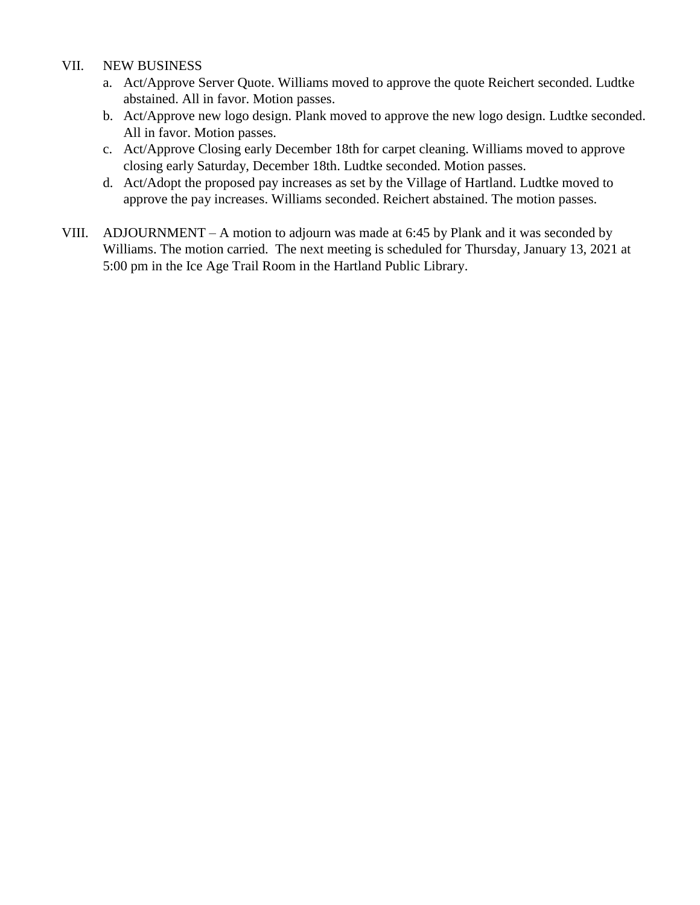VII. NEW BUSINESS

a. Act/Approve Server Quote. Williams moved to approve the quote Reichert seconded. Ludtke abstained. All in favor. Motion passes.
b. Act/Approve new logo design. Plank moved to approve the new logo design. Ludtke seconded. All in favor. Motion passes.
c. Act/Approve Closing early December 18th for carpet cleaning. Williams moved to approve closing early Saturday, December 18th. Ludtke seconded. Motion passes.
d. Act/Adopt the proposed pay increases as set by the Village of Hartland. Ludtke moved to approve the pay increases. Williams seconded. Reichert abstained. The motion passes.

VIII. ADJOURNMENT – A motion to adjourn was made at 6:45 by Plank and it was seconded by Williams. The motion carried. The next meeting is scheduled for Thursday, January 13, 2021 at 5:00 pm in the Ice Age Trail Room in the Hartland Public Library.